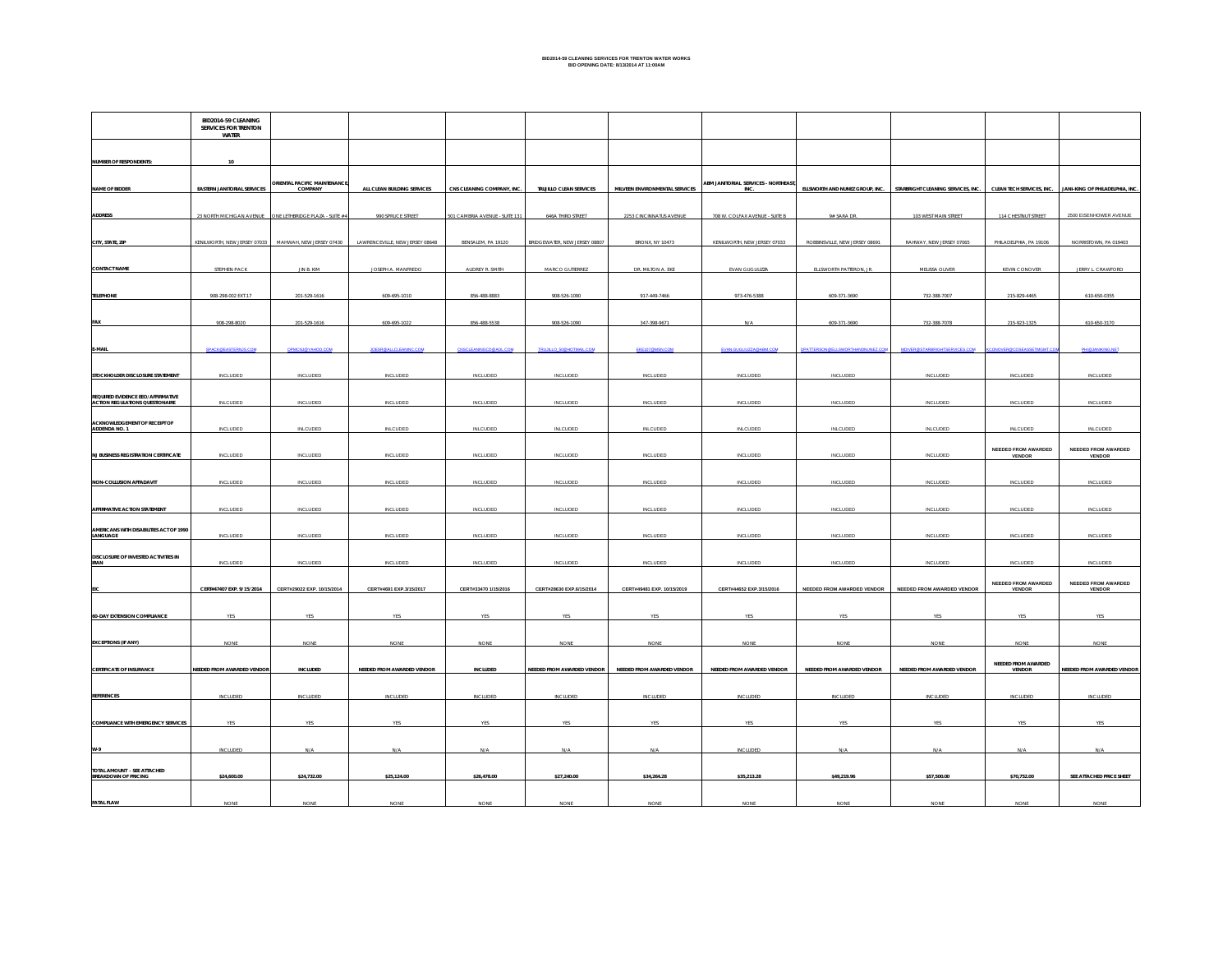**BID2014-59 CLEANING SERVICES FOR TRENTON WATER WORKS**
**BID OPENING DATE: 8/13/2014 AT 11:00AM**

| | BID2014-59 CLEANING SERVICES FOR TRENTON WATER | | | | | | | | | | |
|---|---|---|---|---|---|---|---|---|---|---|---|
| NUMBER OF RESPONDENTS: | 10 | | | | | | | | | | |
| NAME OF BIDDER | EASTERN JANITORIAL SERVICES | ORIENTAL PACIFIC MAINTENANCE, COMPANY | ALL CLEAN BUILDING SERVICES | CNS CLEANING COMPANY, INC. | TRUJILLO CLEAN SERVICES | MILVEEN ENVIRONMENTAL SERVICES | ABM JANITORIAL SERVICES - NORTHEAST, INC. | ELLSWORTH AND NUNEZ GROUP, INC. | STARBRIGHT CLEANING SERVICES, INC. | CLEAN TECH SERVICES, INC. | JANI-KING OF PHILADELPHIA, INC. |
| ADDRESS | 23 NORTH MICHIGAN AVENUE | ONE LETHBRIDGE PLAZA - SUITE #4 | 990 SPRUCE STREET | 501 CAMBRIA AVENUE - SUITE 131 | 646A THIRD STREET | 2253 CINCINNATUS AVENUE | 708 W. COLFAX AVENUE - SUITE B | 9# SARA DR. | 103 WEST MAIN STREET | 114 CHESTNUT STREET | 2500 EISENHOWER AVENUE |
| CITY, STATE, ZIP | KENILWORTH, NEW JERSEY 07033 | MAHWAH, NEW JERSEY 07430 | LAWRENCEVILLE, NEW JERSEY 08648 | BENSALEM, PA 19120 | BRIDGEWATER, NEW JERSEY 08807 | BRONX, NY 10473 | KENILWORTH, NEW JERSEY 07033 | ROBBINSVILLE, NEW JERSEY 08691 | RAHWAY, NEW JERSEY 07065 | PHILADELPHIA, PA 19106 | NORRISTOWN, PA 019403 |
| CONTACT NAME | STEPHEN PACK | JIN B. KIM | JOSEPH A. MANFREDO | AUDREY R. SMITH | MARCO GUTIERREZ | DR. MILTON A. EKE | EVAN GUGLIUZZA | ELLSWORTH PATTERSON, JR. | MELISSA OLIVER | KEVIN CONOVER | JERRY L CRAWFORD |
| TELEPHONE | 908-298-002 EXT.17 | 201-529-1616 | 609-695-1010 | 856-488-8883 | 908-526-1090 | 917-449-7466 | 973-476-5388 | 609-371-3690 | 732-388-7007 | 215-829-4465 | 610-650-0355 |
| FAX | 908-298-8020 | 201-529-1616 | 609-695-1022 | 856-488-5538 | 908-526-1090 | 347-398-9671 | N/A | 609-371-3690 | 732-388-7078 | 215-923-1325 | 610-650-3170 |
| E-MAIL | SPACK@EASTERNJS.COM | OPMCNJ@YAHOO.COM | JOESR@ALLCLEANINC.COM | CNSCLEANINGCO@AOL.COM | TRUJILLO_SI@HOTMAIL.COM | EKE107@MSN.COM | EVAN.GUGLIUZZA@ABM.COM | EPATTERSON@ELLSWORTHANDNUNEZ.COM | MOLIVER@STARBRIGHTSERVICES.COM | KCONOVER@COSEASSETMGMT.COM | PHI@JANIKING.NET |
| STOCKHOLDER DISCLOSURE STATEMENT | INCLUDED | INCLUDED | INCLUDED | INCLUDED | INCLUDED | INCLUDED | INCLUDED | INCLUDED | INCLUDED | INCLUDED | INCLUDED |
| REQUIRED EVIDENCE EEO/AFFIRMATIVE ACTION REGULATIONS QUESTIONAIRE | INCLUDED | INCLUDED | INCLUDED | INCLUDED | INCLUDED | INCLUDED | INCLUDED | INCLUDED | INCLUDED | INCLUDED | INCLUDED |
| ACKNOWLEDGEMENT OF RECEIPT OF ADDENDA NO. 1 | INCLUDED | INLCUDED | INLCUDED | INLCUDED | INLCUDED | INLCUDED | INLCUDED | INLCUDED | INLCUDED | INLCUDED | INLCUDED |
| NJ BUSINESS REGISTRATION CERTIFICATE | INCLUDED | INCLUDED | INCLUDED | INCLUDED | INCLUDED | INCLUDED | INCLUDED | INCLUDED | INCLUDED | NEEDED FROM AWARDED VENDOR | NEEDED FROM AWARDED VENDOR |
| NON-COLLUSION AFFADAVIT | INCLUDED | INCLUDED | INCLUDED | INCLUDED | INCLUDED | INCLUDED | INCLUDED | INCLUDED | INCLUDED | INCLUDED | INCLUDED |
| AFFIRMATIVE ACTION STATEMENT | INCLUDED | INCLUDED | INCLUDED | INCLUDED | INCLUDED | INCLUDED | INCLUDED | INCLUDED | INCLUDED | INCLUDED | INCLUDED |
| AMERICANS WITH DISABILITES ACT OF 1990 LANGUAGE | INCLUDED | INCLUDED | INCLUDED | INCLUDED | INCLUDED | INCLUDED | INCLUDED | INCLUDED | INCLUDED | INCLUDED | INCLUDED |
| DISCLOSURE OF INVESTED ACTIVITIES IN IRAN | INCLUDED | INCLUDED | INCLUDED | INCLUDED | INCLUDED | INCLUDED | INCLUDED | INCLUDED | INCLUDED | INCLUDED | INCLUDED |
| EIC | CERT#47407 EXP. 9/15/2014 | CERT#29022 EXP. 10/15/2014 | CERT#4691 EXP.3/15/2017 | CERT#33470 1/15/2016 | CERT#28630 EXP.6/15/2014 | CERT#49481 EXP. 10/15/2019 | CERT#44652 EXP.3/15/2016 | NEEDED FROM AWARDED VENDOR | NEEDED FROM AWARDED VENDOR | NEEDED FROM AWARDED VENDOR | NEEDED FROM AWARDED VENDOR |
| 60-DAY EXTENSION COMPLIANCE | YES | YES | YES | YES | YES | YES | YES | YES | YES | YES | YES |
| EXCEPTIONS (IF ANY) | NONE | NONE | NONE | NONE | NONE | NONE | NONE | NONE | NONE | NONE | NONE |
| CERTIFICATE OF INSURANCE | NEEDED FROM AWARDED VENDOR | INCLUDED | NEEDED FROM AWARDED VENDOR | INCLUDED | NEEDED FROM AWARDED VENDOR | NEEDED FROM AWARDED VENDOR | NEEDED FROM AWARDED VENDOR | NEEDED FROM AWARDED VENDOR | NEEDED FROM AWARDED VENDOR | NEEDED FROM AWARDED VENDOR | NEEDED FROM AWARDED VENDOR |
| REFERENCES | INCLUDED | INCLUDED | INCLUDED | INCLUDED | INCLUDED | INCLUDED | INCLUDED | INCLUDED | INCLUDED | INCLUDED | INCLUDED |
| COMPLIANCE WITH EMERGENCY SERVICES | YES | YES | YES | YES | YES | YES | YES | YES | YES | YES | YES |
| W-9 | INCLUDED | N/A | N/A | N/A | N/A | N/A | INCLUDED | N/A | N/A | N/A | N/A |
| TOTAL AMOUNT - SEE ATTACHED BREAKDOWN OF PRICING | $24,600.00 | $24,732.00 | $25,124.00 | $26,478.00 | $27,240.00 | $34,264.28 | $35,213.28 | $49,219.96 | $57,500.00 | $70,752.00 | SEE ATTACHED PRICE SHEET |
| FATAL FLAW | NONE | NONE | NONE | NONE | NONE | NONE | NONE | NONE | NONE | NONE | NONE |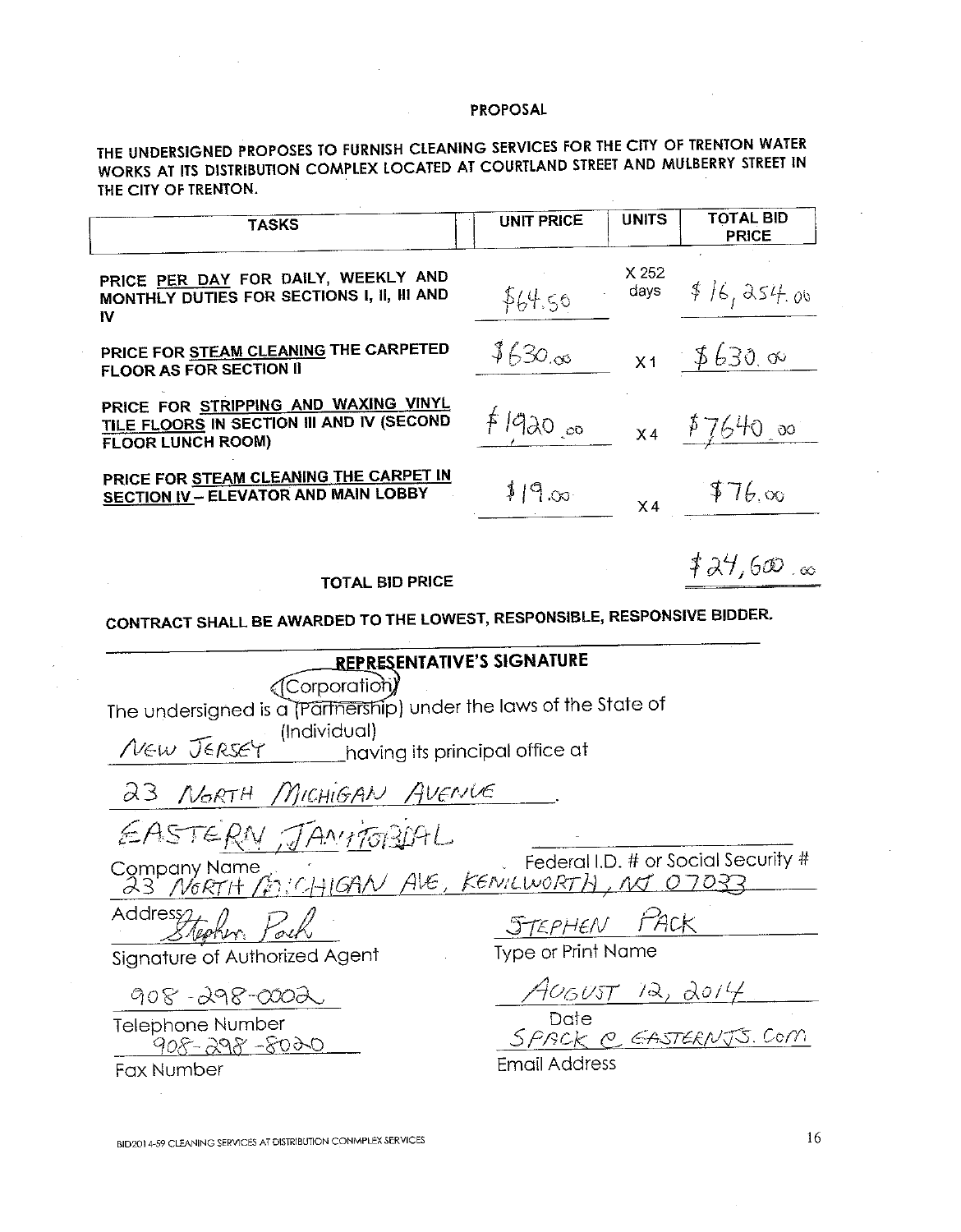# PROPOSAL

**THE UNDERSIGNED PROPOSES TO FURNISH CLEANING SERVICES FOR THE CITY OF TRENTON WATER WORKS AT ITS DISTRIBUTION COMPLEX LOCATED AT COURTLAND STREET AND MULBERRY STREET IN THE CITY OF TRENTON.**

| TASKS | UNIT PRICE | UNITS | TOTAL BID PRICE |
|---|---|---|---|
| PRICE PER DAY FOR DAILY, WEEKLY AND MONTHLY DUTIES FOR SECTIONS I, II, III AND IV | $64.50 | X 252 days | $16,254.00 |
| PRICE FOR STEAM CLEANING THE CARPETED FLOOR AS FOR SECTION II | $630.00 | X1 | $630.00 |
| PRICE FOR STRIPPING AND WAXING VINYL TILE FLOORS IN SECTION III AND IV (SECOND FLOOR LUNCH ROOM) | $1920.00 | X4 | $7640.00 |
| PRICE FOR STEAM CLEANING THE CARPET IN SECTION IV – ELEVATOR AND MAIN LOBBY | $19.00 | X4 | $76.00 |
| **TOTAL BID PRICE** | | | $24,600.00 |

**CONTRACT SHALL BE AWARDED TO THE LOWEST, RESPONSIBLE, RESPONSIVE BIDDER.**

**REPRESENTATIVE'S SIGNATURE**

The undersigned is a (Corporation) (Partnership) (Individual) under the laws of the State of NEW JERSEY having its principal office at 23 NORTH MICHIGAN AVENUE.

EASTERN JANITORIAL
Company Name

Federal I.D. # or Social Security #

23 NORTH MICHIGAN AVE, KENILWORTH, NJ 07033
Address

Stephen Pack
Signature of Authorized Agent

STEPHEN PACK
Type or Print Name

908-298-0002
Telephone Number

AUGUST 12, 2014
Date

908-298-8020
Fax Number

SPACK @ EASTERNJS.COM
Email Address

BID2014-59 CLEANING SERVICES AT DISTRIBUTION CONMPLEX SERVICES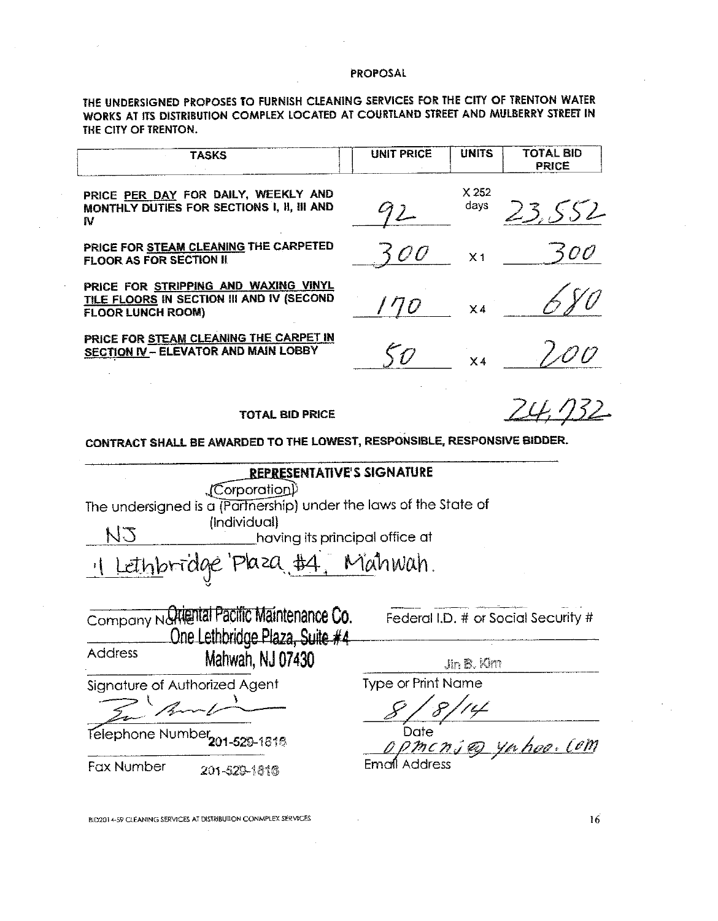# PROPOSAL

**THE UNDERSIGNED PROPOSES TO FURNISH CLEANING SERVICES FOR THE CITY OF TRENTON WATER WORKS AT ITS DISTRIBUTION COMPLEX LOCATED AT COURTLAND STREET AND MULBERRY STREET IN THE CITY OF TRENTON.**

| TASKS | UNIT PRICE | UNITS | TOTAL BID PRICE |
|---|---|---|---|
| PRICE **PER DAY** FOR DAILY, WEEKLY AND MONTHLY DUTIES FOR SECTIONS I, II, III AND IV | 92 | X 252 days | 23,552 |
| PRICE FOR **STEAM CLEANING** THE CARPETED FLOOR AS FOR SECTION II | 300 | X 1 | 300 |
| PRICE FOR **STRIPPING AND WAXING VINYL TILE FLOORS** IN SECTION III AND IV (SECOND FLOOR LUNCH ROOM) | 170 | X 4 | 680 |
| PRICE FOR **STEAM CLEANING THE CARPET IN SECTION IV** – ELEVATOR AND MAIN LOBBY | 50 | X 4 | 200 |

**TOTAL BID PRICE** 24,732

**CONTRACT SHALL BE AWARDED TO THE LOWEST, RESPONSIBLE, RESPONSIVE BIDDER.**

## REPRESENTATIVE'S SIGNATURE

The undersigned is a (Corporation) (Partnership) (Individual) under the laws of the State of NJ having its principal office at 1 Lethbridge Plaza #4, Mahwah.

Company Name: Oriental Pacific Maintenance Co.

Address: One Lethbridge Plaza, Suite #4, Mahwah, NJ 07430

Federal I.D. # or Social Security #

Type or Print Name: Jin B. Kim

Signature of Authorized Agent: [signature]

Date: 8/8/14

Telephone Number: 201-529-1818

Email Address: opmcnj@yahoo.com

Fax Number: 201-529-1818

BID2014-59 CLEANING SERVICES AT DISTRIBUTION CONMPLEX SERVICES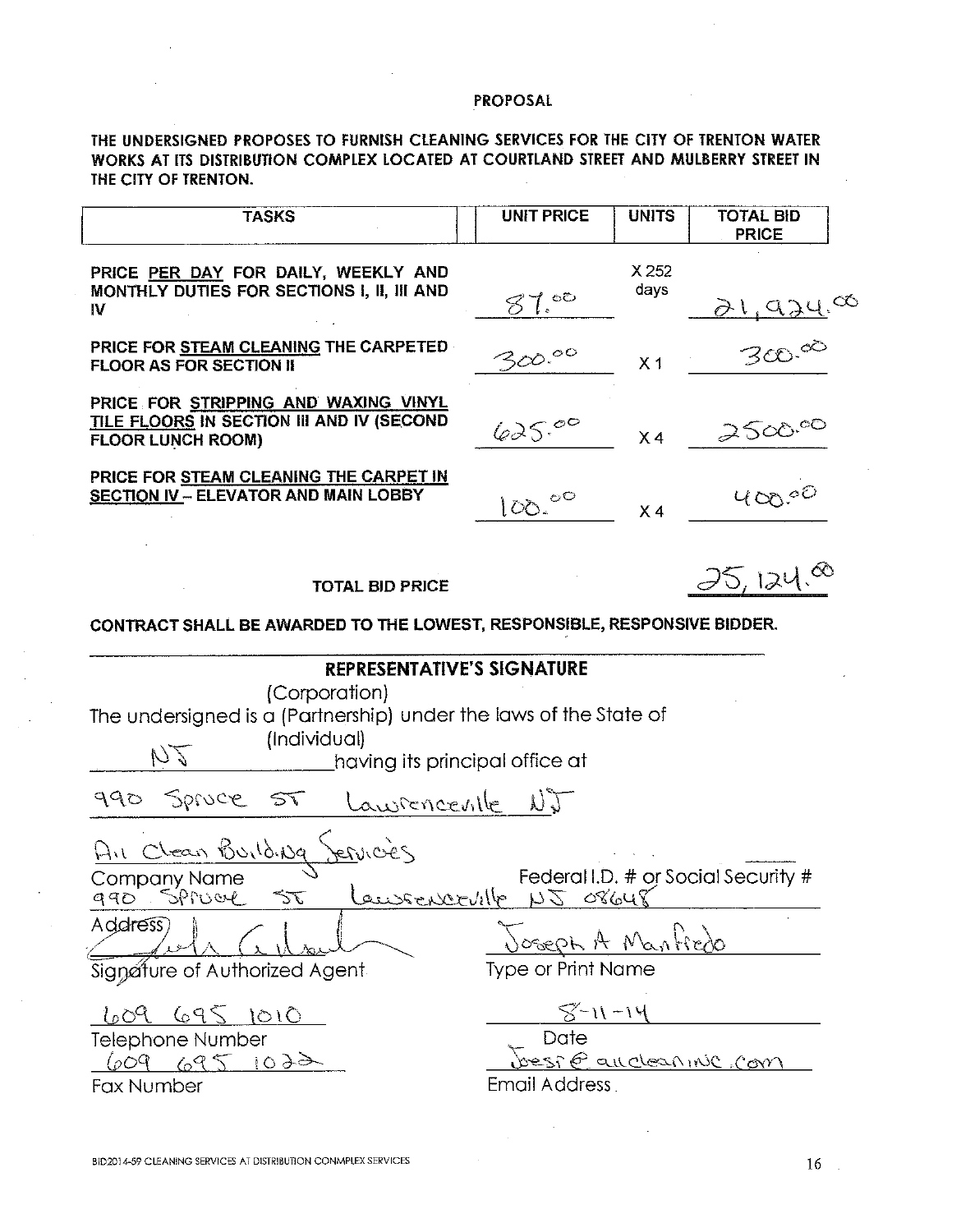## PROPOSAL

**THE UNDERSIGNED PROPOSES TO FURNISH CLEANING SERVICES FOR THE CITY OF TRENTON WATER WORKS AT ITS DISTRIBUTION COMPLEX LOCATED AT COURTLAND STREET AND MULBERRY STREET IN THE CITY OF TRENTON.**

| TASKS | UNIT PRICE | UNITS | TOTAL BID PRICE |
|---|---|---|---|
| PRICE PER DAY FOR DAILY, WEEKLY AND MONTHLY DUTIES FOR SECTIONS I, II, III AND IV | 87.00 | X 252 days | 21,924.00 |
| PRICE FOR STEAM CLEANING THE CARPETED FLOOR AS FOR SECTION II | 300.00 | X 1 | 300.00 |
| PRICE FOR STRIPPING AND WAXING VINYL TILE FLOORS IN SECTION III AND IV (SECOND FLOOR LUNCH ROOM) | 625.00 | X 4 | 2500.00 |
| PRICE FOR STEAM CLEANING THE CARPET IN SECTION IV – ELEVATOR AND MAIN LOBBY | 100.00 | X 4 | 400.00 |
| **TOTAL BID PRICE** | | | 25,124.00 |

**CONTRACT SHALL BE AWARDED TO THE LOWEST, RESPONSIBLE, RESPONSIVE BIDDER.**

### REPRESENTATIVE'S SIGNATURE

The undersigned is a (Corporation) (Partnership) (Individual) under the laws of the State of NJ having its principal office at

990 Spruce ST Lawrenceville NJ

All Clean Building Services
Company Name

Federal I.D. # or Social Security #

990 Spruce ST Lawrenceville NJ 08648
Address

[Signature]
Signature of Authorized Agent

Joseph A Manfredo
Type or Print Name

609 695 1010
Telephone Number

8-11-14
Date

609 695 1022
Fax Number

Joes@allcleaninc.com
Email Address

BID2014-59 CLEANING SERVICES AT DISTRIBUTION CONMPLEX SERVICES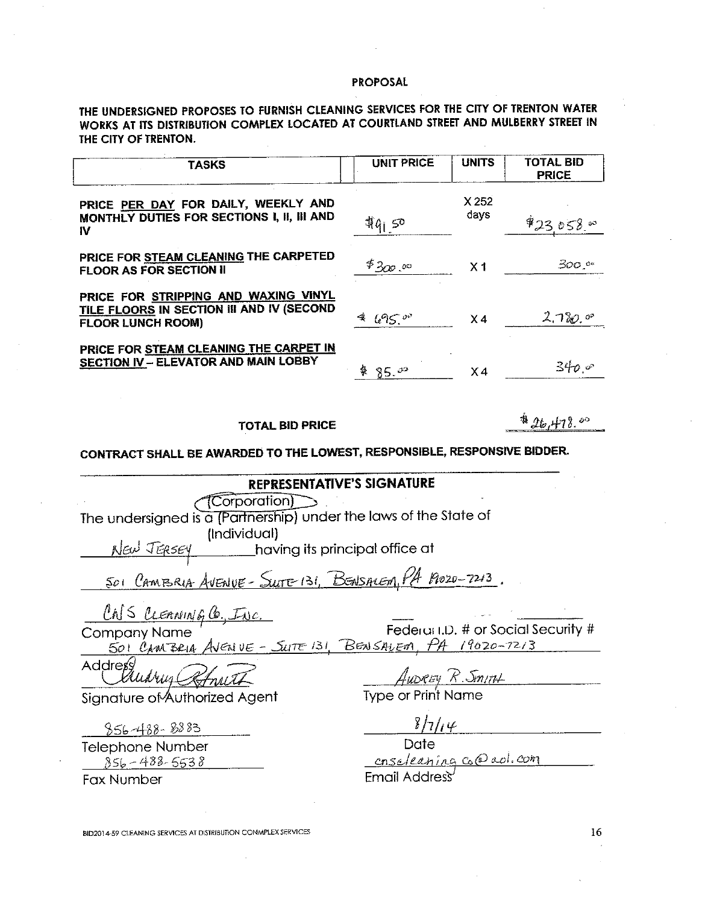## PROPOSAL

**THE UNDERSIGNED PROPOSES TO FURNISH CLEANING SERVICES FOR THE CITY OF TRENTON WATER WORKS AT ITS DISTRIBUTION COMPLEX LOCATED AT COURTLAND STREET AND MULBERRY STREET IN THE CITY OF TRENTON.**

| TASKS | UNIT PRICE | UNITS | TOTAL BID PRICE |
|---|---|---|---|
| PRICE PER DAY FOR DAILY, WEEKLY AND MONTHLY DUTIES FOR SECTIONS I, II, III AND IV | $91.50 | X 252 days | $23,058.00 |
| PRICE FOR STEAM CLEANING THE CARPETED FLOOR AS FOR SECTION II | $300.00 | X 1 | 300.00 |
| PRICE FOR STRIPPING AND WAXING VINYL TILE FLOORS IN SECTION III AND IV (SECOND FLOOR LUNCH ROOM) | $695.00 | X 4 | 2,780.00 |
| PRICE FOR STEAM CLEANING THE CARPET IN SECTION IV – ELEVATOR AND MAIN LOBBY | $85.00 | X 4 | 340.00 |

**TOTAL BID PRICE** $26,478.00

**CONTRACT SHALL BE AWARDED TO THE LOWEST, RESPONSIBLE, RESPONSIVE BIDDER.**

**REPRESENTATIVE'S SIGNATURE**

The undersigned is a (Corporation) (Partnership) (Individual) under the laws of the State of New Jersey having its principal office at

501 Cambria Avenue - Suite 131, Bensalem, PA 19020-7213.

CNS Cleaning Co., Inc.
Company Name

Federal I.D. # or Social Security #

501 Cambria Avenue - Suite 131, Bensalem, PA 19020-7213
Address

[Signature]
Signature of Authorized Agent

Audrey R. Smith
Type or Print Name

856-488-8883
Telephone Number

8/7/14
Date

856-488-5538
Fax Number

cnscleaningco@aol.com
Email Address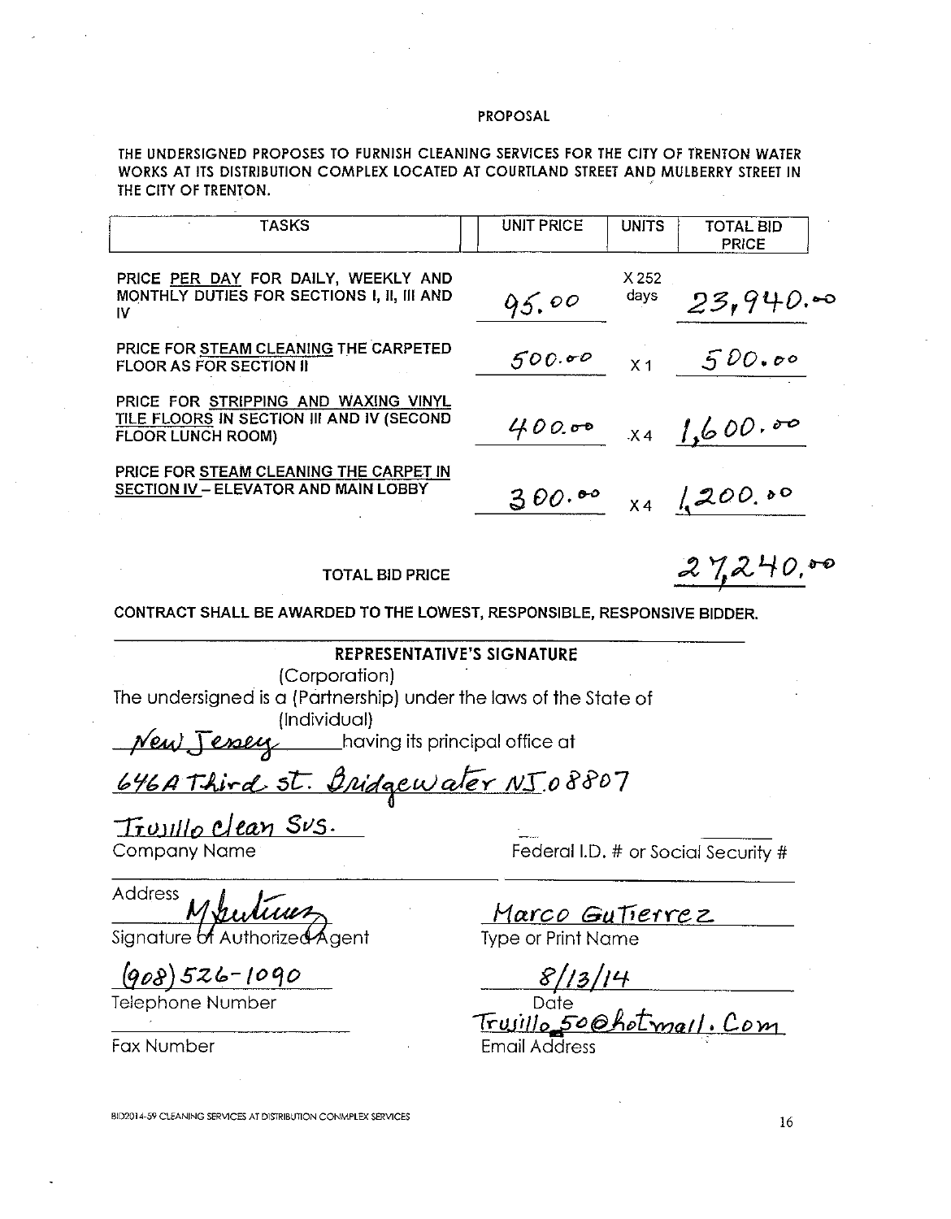# PROPOSAL

**THE UNDERSIGNED PROPOSES TO FURNISH CLEANING SERVICES FOR THE CITY OF TRENTON WATER WORKS AT ITS DISTRIBUTION COMPLEX LOCATED AT COURTLAND STREET AND MULBERRY STREET IN THE CITY OF TRENTON.**

| TASKS | UNIT PRICE | UNITS | TOTAL BID PRICE |
|---|---|---|---|
| PRICE PER DAY FOR DAILY, WEEKLY AND MONTHLY DUTIES FOR SECTIONS I, II, III AND IV | 95.00 | X 252 days | 23,940.00 |
| PRICE FOR STEAM CLEANING THE CARPETED FLOOR AS FOR SECTION II | 500.00 | X 1 | 500.00 |
| PRICE FOR STRIPPING AND WAXING VINYL TILE FLOORS IN SECTION III AND IV (SECOND FLOOR LUNCH ROOM) | 400.00 | X 4 | 1,600.00 |
| PRICE FOR STEAM CLEANING THE CARPET IN SECTION IV – ELEVATOR AND MAIN LOBBY | 300.00 | X 4 | 1,200.00 |

**TOTAL BID PRICE** 27,240.00

**CONTRACT SHALL BE AWARDED TO THE LOWEST, RESPONSIBLE, RESPONSIVE BIDDER.**

## REPRESENTATIVE'S SIGNATURE

(Corporation)
The undersigned is a (Partnership) under the laws of the State of
(Individual)
New Jersey having its principal office at

646A Third st. Bridgewater NJ 08807

Trujillo clean Svs.
Company Name

Federal I.D. # or Social Security #

Address

M Gutierrez
Signature of Authorized Agent

Marco Gutierrez
Type or Print Name

(908) 526-1090
Telephone Number

8/13/14
Date

Fax Number

Trujillo_50@hotmail.Com
Email Address

BID2014-59 CLEANING SERVICES AT DISTRIBUTION CONMPLEX SERVICES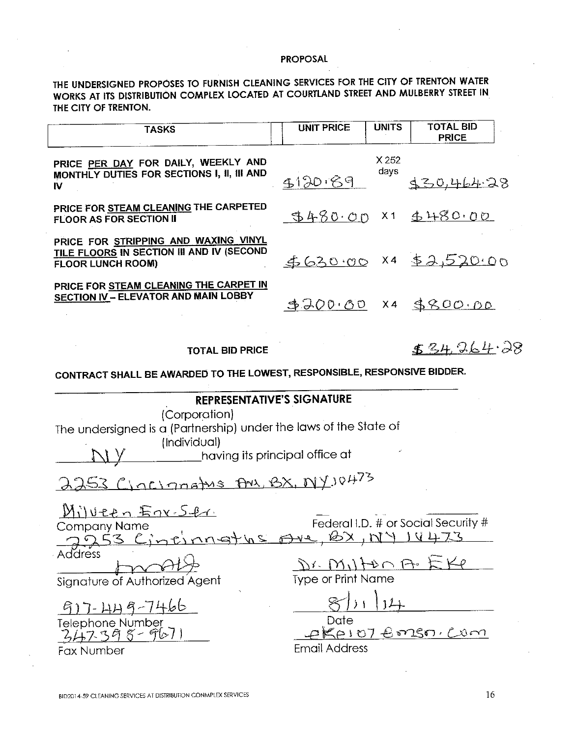## PROPOSAL

**THE UNDERSIGNED PROPOSES TO FURNISH CLEANING SERVICES FOR THE CITY OF TRENTON WATER WORKS AT ITS DISTRIBUTION COMPLEX LOCATED AT COURTLAND STREET AND MULBERRY STREET IN THE CITY OF TRENTON.**

| TASKS | UNIT PRICE | UNITS | TOTAL BID PRICE |
|---|---|---|---|
| PRICE PER DAY FOR DAILY, WEEKLY AND MONTHLY DUTIES FOR SECTIONS I, II, III AND IV | $120.89 | X 252 days | $30,464.28 |
| PRICE FOR STEAM CLEANING THE CARPETED FLOOR AS FOR SECTION II | $480.00 | X 1 | $480.00 |
| PRICE FOR STRIPPING AND WAXING VINYL TILE FLOORS IN SECTION III AND IV (SECOND FLOOR LUNCH ROOM) | $630.00 | X 4 | $2,520.00 |
| PRICE FOR STEAM CLEANING THE CARPET IN SECTION IV – ELEVATOR AND MAIN LOBBY | $200.00 | X 4 | $800.00 |

**TOTAL BID PRICE** $34,264.28

**CONTRACT SHALL BE AWARDED TO THE LOWEST, RESPONSIBLE, RESPONSIVE BIDDER.**

### REPRESENTATIVE'S SIGNATURE

(Corporation)
The undersigned is a (Partnership) under the laws of the State of
(Individual)

NY having its principal office at

2253 Cincinnatus Ave, BX, NY 10473

Milveen Env-Ser.
Company Name

Federal I.D. # or Social Security #

2253 Cincinnatus Ave, BX, NY 10473
Address

[signature]
Signature of Authorized Agent

Dr. Milton A. Eke
Type or Print Name

917-449-7466
Telephone Number

8/11/14
Date

347-398-9671
Fax Number

eke107@msn.com
Email Address

BID2014-59 CLEANING SERVICES AT DISTRIBUTION CONMPLEX SERVICES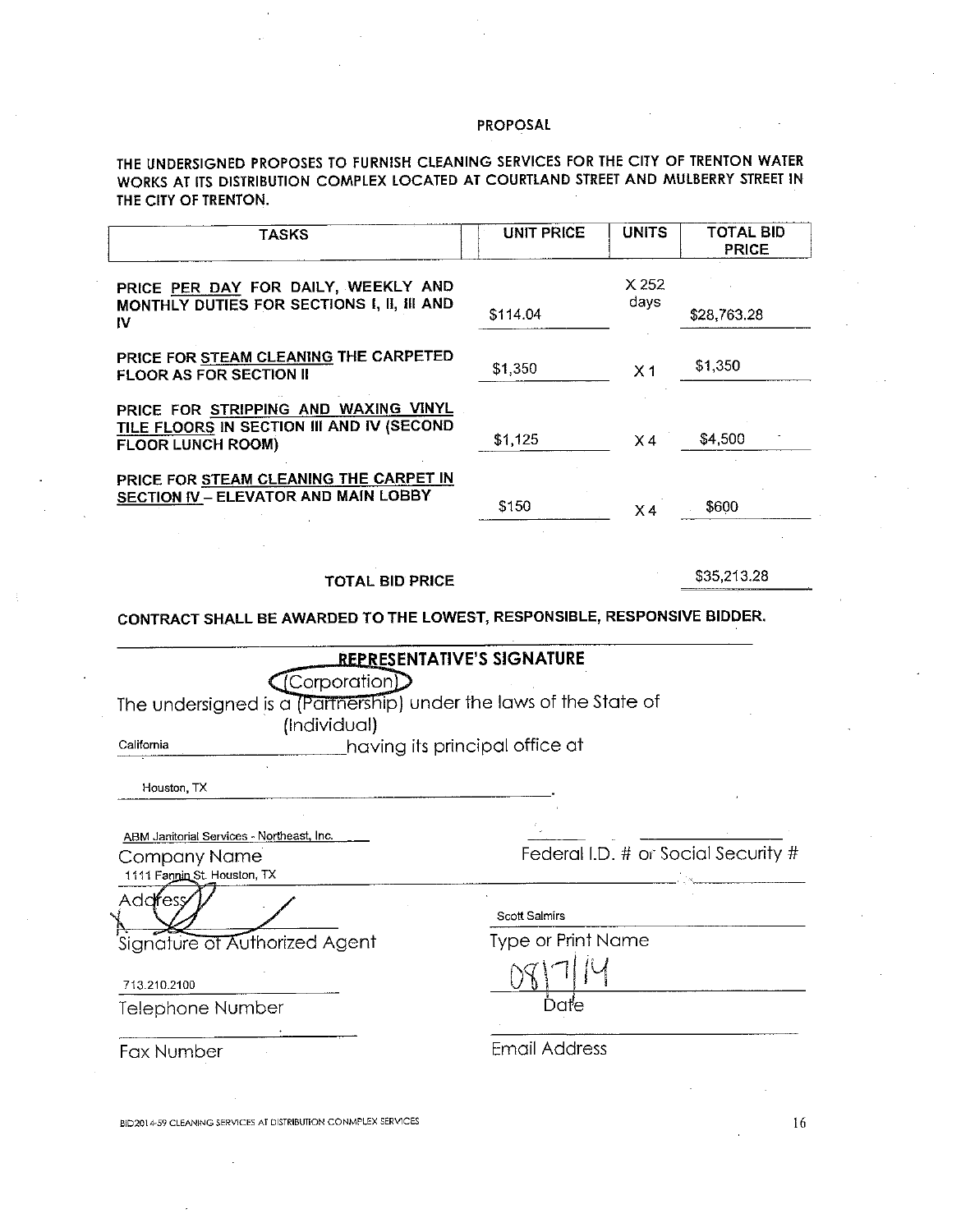# PROPOSAL

**THE UNDERSIGNED PROPOSES TO FURNISH CLEANING SERVICES FOR THE CITY OF TRENTON WATER WORKS AT ITS DISTRIBUTION COMPLEX LOCATED AT COURTLAND STREET AND MULBERRY STREET IN THE CITY OF TRENTON.**

| TASKS | UNIT PRICE | UNITS | TOTAL BID PRICE |
|---|---|---|---|
| PRICE PER DAY FOR DAILY, WEEKLY AND MONTHLY DUTIES FOR SECTIONS I, II, III AND IV | $114.04 | X 252 days | $28,763.28 |
| PRICE FOR STEAM CLEANING THE CARPETED FLOOR AS FOR SECTION II | $1,350 | X 1 | $1,350 |
| PRICE FOR STRIPPING AND WAXING VINYL TILE FLOORS IN SECTION III AND IV (SECOND FLOOR LUNCH ROOM) | $1,125 | X 4 | $4,500 |
| PRICE FOR STEAM CLEANING THE CARPET IN SECTION IV – ELEVATOR AND MAIN LOBBY | $150 | X 4 | $600 |
| **TOTAL BID PRICE** | | | $35,213.28 |

**CONTRACT SHALL BE AWARDED TO THE LOWEST, RESPONSIBLE, RESPONSIVE BIDDER.**

**REPRESENTATIVE'S SIGNATURE**

The undersigned is a (Corporation) (Partnership) (Individual) under the laws of the State of California having its principal office at Houston, TX.

ABM Janitorial Services - Northeast, Inc.
Company Name

Federal I.D. # or Social Security #

1111 Fannin St. Houston, TX
Address

Signature of Authorized Agent

Scott Salmirs
Type or Print Name

713.210.2100
Telephone Number

08/7/14
Date

Fax Number

Email Address

BID2014-59 CLEANING SERVICES AT DISTRIBUTION CONMPLEX SERVICES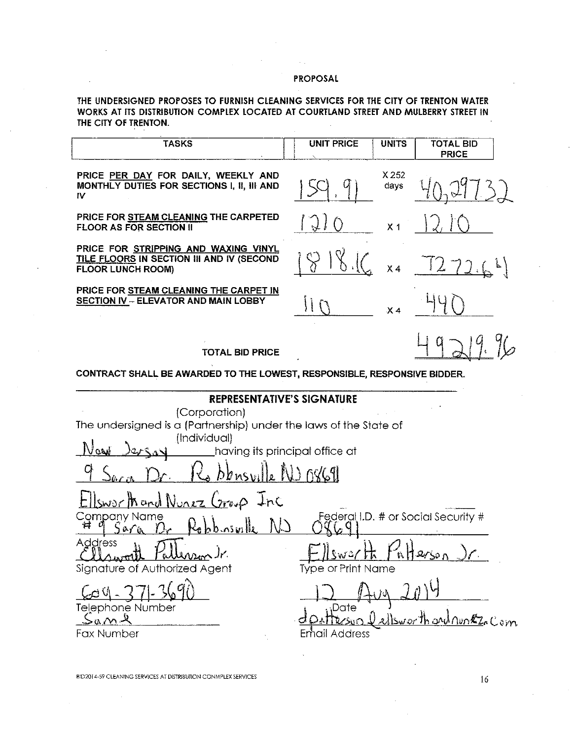# PROPOSAL

**THE UNDERSIGNED PROPOSES TO FURNISH CLEANING SERVICES FOR THE CITY OF TRENTON WATER WORKS AT ITS DISTRIBUTION COMPLEX LOCATED AT COURTLAND STREET AND MULBERRY STREET IN THE CITY OF TRENTON.**

| TASKS | UNIT PRICE | UNITS | TOTAL BID PRICE |
|---|---|---|---|
| PRICE PER DAY FOR DAILY, WEEKLY AND MONTHLY DUTIES FOR SECTIONS I, II, III AND IV | 159.91 | X 252 days | 40,297.32 |
| PRICE FOR STEAM CLEANING THE CARPETED FLOOR AS FOR SECTION II | 1210 | X 1 | 1210 |
| PRICE FOR STRIPPING AND WAXING VINYL TILE FLOORS IN SECTION III AND IV (SECOND FLOOR LUNCH ROOM) | 1818.16 | X 4 | 7272.64 |
| PRICE FOR STEAM CLEANING THE CARPET IN SECTION IV – ELEVATOR AND MAIN LOBBY | 110 | X 4 | 440 |
| **TOTAL BID PRICE** | | | 49219.96 |

**CONTRACT SHALL BE AWARDED TO THE LOWEST, RESPONSIBLE, RESPONSIVE BIDDER.**

## REPRESENTATIVE'S SIGNATURE

The undersigned is a (Corporation) (Partnership) (Individual) under the laws of the State of New Jersey having its principal office at 9 Sara Dr. Robbnsville NJ 08691

Ellsworth and Nunez Group Inc
Company Name

\# 9 Sara Dr Robbinsville NJ
Address

Federal I.D. # or Social Security #: 08691

Signature of Authorized Agent: Ellsworth Patterson Jr.

Type or Print Name: Ellsworth Patterson Jr.

Telephone Number: 609-371-3690

Date: 12 Aug 2014

Fax Number: Same

Email Address: dpatterson@ellsworthandnunez.com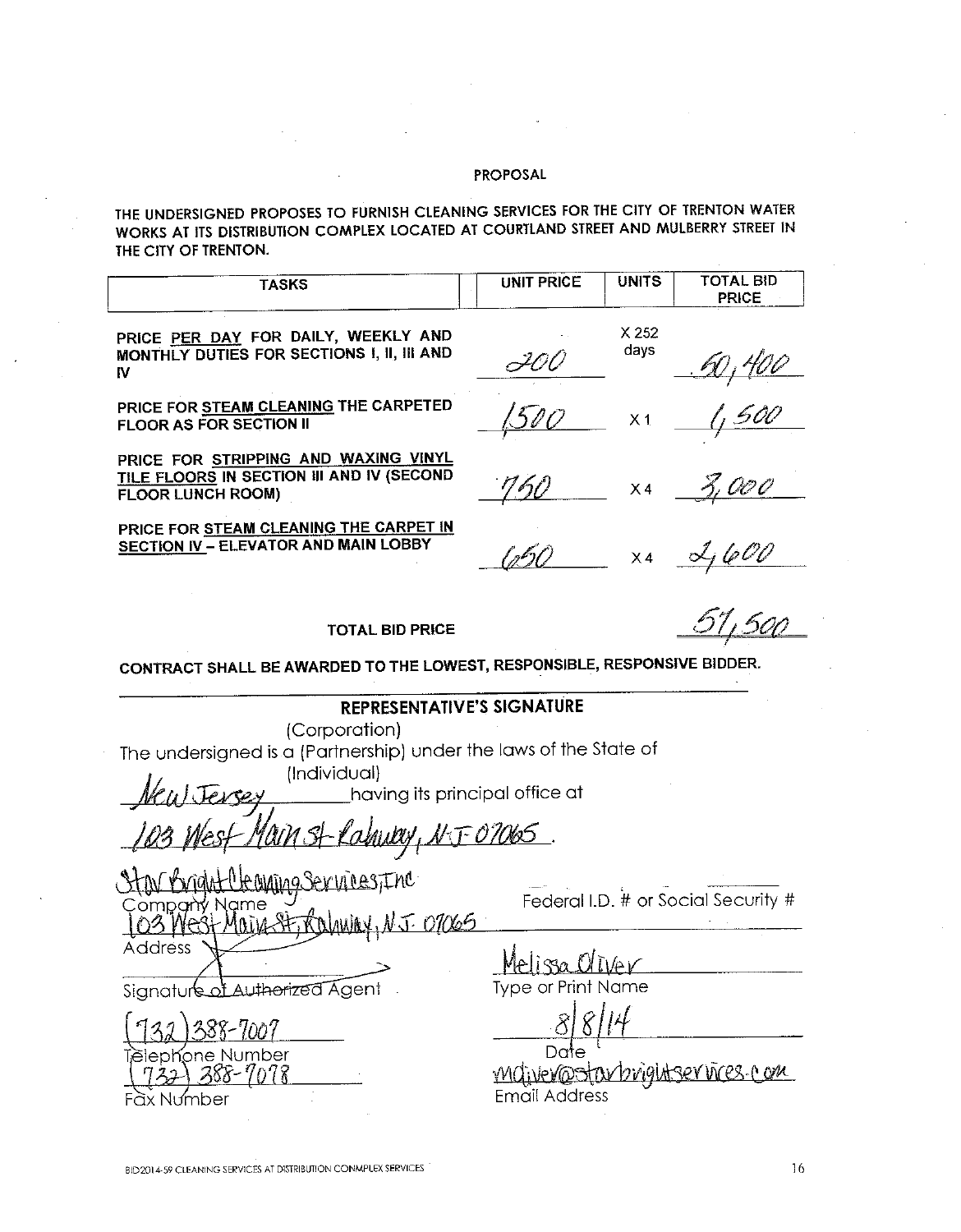# PROPOSAL

THE UNDERSIGNED PROPOSES TO FURNISH CLEANING SERVICES FOR THE CITY OF TRENTON WATER WORKS AT ITS DISTRIBUTION COMPLEX LOCATED AT COURTLAND STREET AND MULBERRY STREET IN THE CITY OF TRENTON.

| TASKS | UNIT PRICE | UNITS | TOTAL BID PRICE |
|---|---|---|---|
| PRICE **PER DAY** FOR DAILY, WEEKLY AND MONTHLY DUTIES FOR SECTIONS I, II, III AND IV | 200 | X 252 days | 50,400 |
| PRICE FOR **STEAM CLEANING** THE CARPETED FLOOR AS FOR SECTION II | 1500 | X 1 | 1,500 |
| PRICE FOR **STRIPPING AND WAXING VINYL TILE FLOORS** IN SECTION III AND IV (SECOND FLOOR LUNCH ROOM) | 750 | X 4 | 3,000 |
| PRICE FOR **STEAM CLEANING THE CARPET IN SECTION IV** – ELEVATOR AND MAIN LOBBY | 650 | X 4 | 2,600 |

**TOTAL BID PRICE** 57,500

**CONTRACT SHALL BE AWARDED TO THE LOWEST, RESPONSIBLE, RESPONSIVE BIDDER.**

## REPRESENTATIVE'S SIGNATURE

The undersigned is a (Corporation) (Partnership) (Individual) under the laws of the State of New Jersey having its principal office at 103 West Main St Rahway, NJ 07065.

Star Bright Cleaning Services, Inc
Company Name

Federal I.D. # or Social Security #

103 West Main St, Rahway, NJ 07065
Address

[signature]
Signature of Authorized Agent

Melissa Oliver
Type or Print Name

(732) 388-7007
Telephone Number

8/8/14
Date

(732) 388-7078
Fax Number

moliver@starbrightservices.com
Email Address

BID2014-59 CLEANING SERVICES AT DISTRIBUTION CONMPLEX SERVICES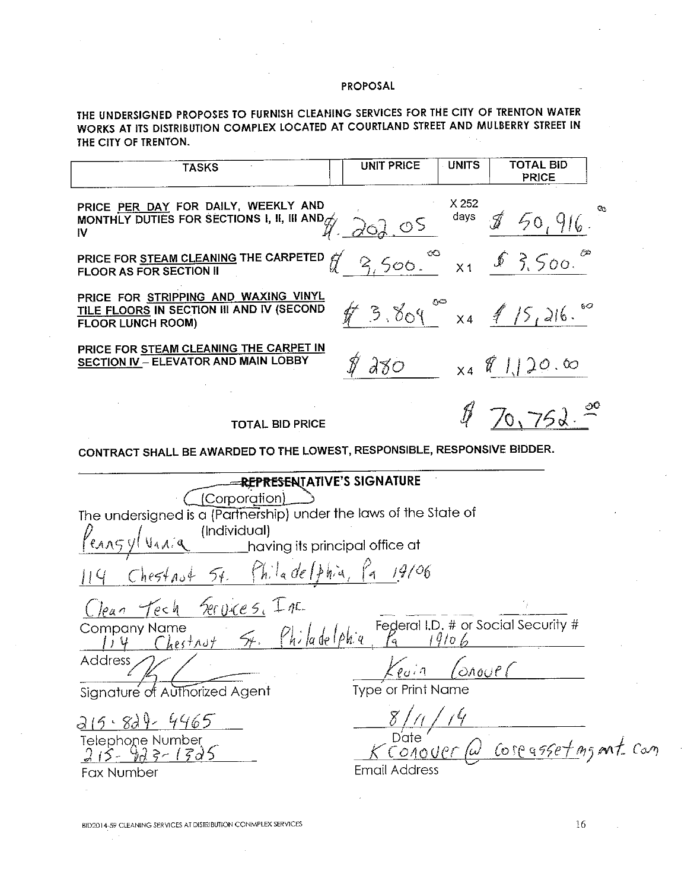# PROPOSAL

**THE UNDERSIGNED PROPOSES TO FURNISH CLEANING SERVICES FOR THE CITY OF TRENTON WATER WORKS AT ITS DISTRIBUTION COMPLEX LOCATED AT COURTLAND STREET AND MULBERRY STREET IN THE CITY OF TRENTON.**

| TASKS | UNIT PRICE | UNITS | TOTAL BID PRICE |
|---|---|---|---|
| PRICE PER DAY FOR DAILY, WEEKLY AND MONTHLY DUTIES FOR SECTIONS I, II, III AND IV | $ 202.05 | X 252 days | $ 50,916.00 |
| PRICE FOR STEAM CLEANING THE CARPETED FLOOR AS FOR SECTION II | $ 3,500.00 | X 1 | $ 3,500.00 |
| PRICE FOR STRIPPING AND WAXING VINYL TILE FLOORS IN SECTION III AND IV (SECOND FLOOR LUNCH ROOM) | $ 3,804.00 | X 4 | $ 15,216.00 |
| PRICE FOR STEAM CLEANING THE CARPET IN SECTION IV – ELEVATOR AND MAIN LOBBY | $ 280 | X 4 | $ 1,120.00 |
| TOTAL BID PRICE | | | $ 70,752.00 |

**CONTRACT SHALL BE AWARDED TO THE LOWEST, RESPONSIBLE, RESPONSIVE BIDDER.**

**REPRESENTATIVE'S SIGNATURE**

The undersigned is a (Corporation) (Partnership) (Individual) under the laws of the State of Pennsylvania having its principal office at 114 Chestnut St. Philadelphia, Pa 19106

Company Name: Clean Tech Services, Inc.

Federal I.D. # or Social Security #: 

Address: 114 Chestnut St. Philadelphia, Pa 19106

Signature of Authorized Agent: [signature]

Type or Print Name: Kevin Conover

Telephone Number: 215-829-4465

Date: 8/11/14

Fax Number: 215-923-1325

Email Address: KConover@coreassetmgmt.com

BID2014-59 CLEANING SERVICES AT DISTRIBUTION CONMPLEX SERVICES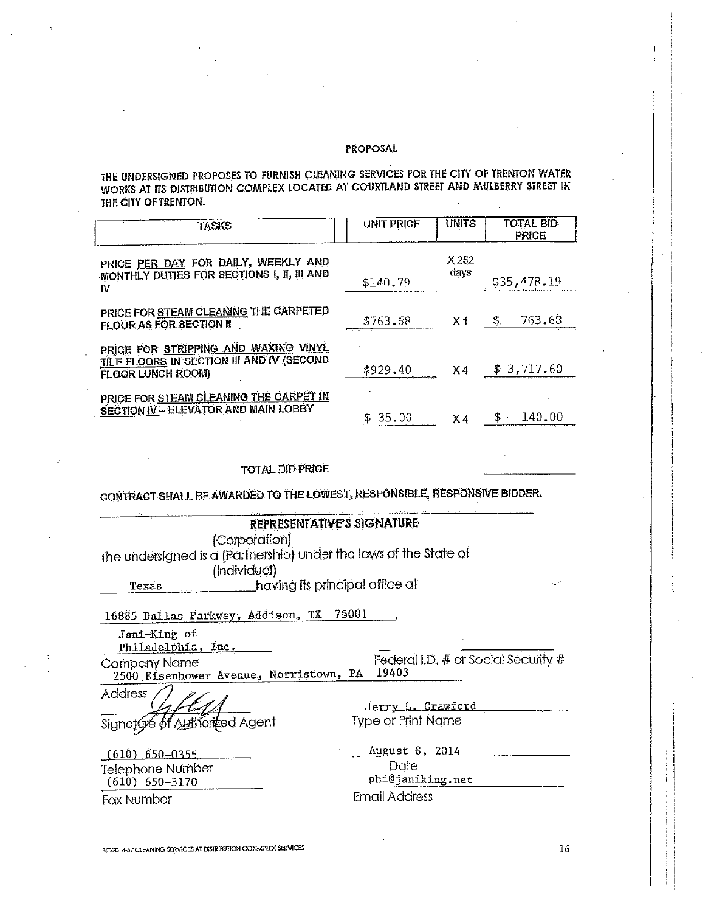## PROPOSAL

THE UNDERSIGNED PROPOSES TO FURNISH CLEANING SERVICES FOR THE CITY OF TRENTON WATER WORKS AT ITS DISTRIBUTION COMPLEX LOCATED AT COURTLAND STREET AND MULBERRY STREET IN THE CITY OF TRENTON.

| TASKS | UNIT PRICE | UNITS | TOTAL BID PRICE |
|---|---|---|---|
| PRICE PER DAY FOR DAILY, WEEKLY AND MONTHLY DUTIES FOR SECTIONS I, II, III AND IV | $140.79 | X 252 days | $35,478.19 |
| PRICE FOR STEAM CLEANING THE CARPETED FLOOR AS FOR SECTION II | $763.68 | X 1 | $ 763.68 |
| PRICE FOR STRIPPING AND WAXING VINYL TILE FLOORS IN SECTION III AND IV (SECOND FLOOR LUNCH ROOM) | $929.40 | X 4 | $ 3,717.60 |
| PRICE FOR STEAM CLEANING THE CARPET IN SECTION IV – ELEVATOR AND MAIN LOBBY | $ 35.00 | X 4 | $ 140.00 |

TOTAL BID PRICE ______________

CONTRACT SHALL BE AWARDED TO THE LOWEST, RESPONSIBLE, RESPONSIVE BIDDER.

### REPRESENTATIVE'S SIGNATURE

(Corporation)
The undersigned is a (Partnership) under the laws of the State of
(Individual)
Texas having its principal office at

16885 Dallas Parkway, Addison, TX 75001.

Jani-King of Philadelphia, Inc.
Company Name

Federal I.D. # or Social Security #

2500 Eisenhower Avenue, Norristown, PA 19403
Address

Signature of Authorized Agent

Jerry L. Crawford
Type or Print Name

(610) 650-0355
Telephone Number

August 8, 2014
Date

(610) 650-3170
Fax Number

phi@janiking.net
Email Address

BID2014-57 CLEANING SERVICES AT DISTRIBUTION COMPLEX SERVICES